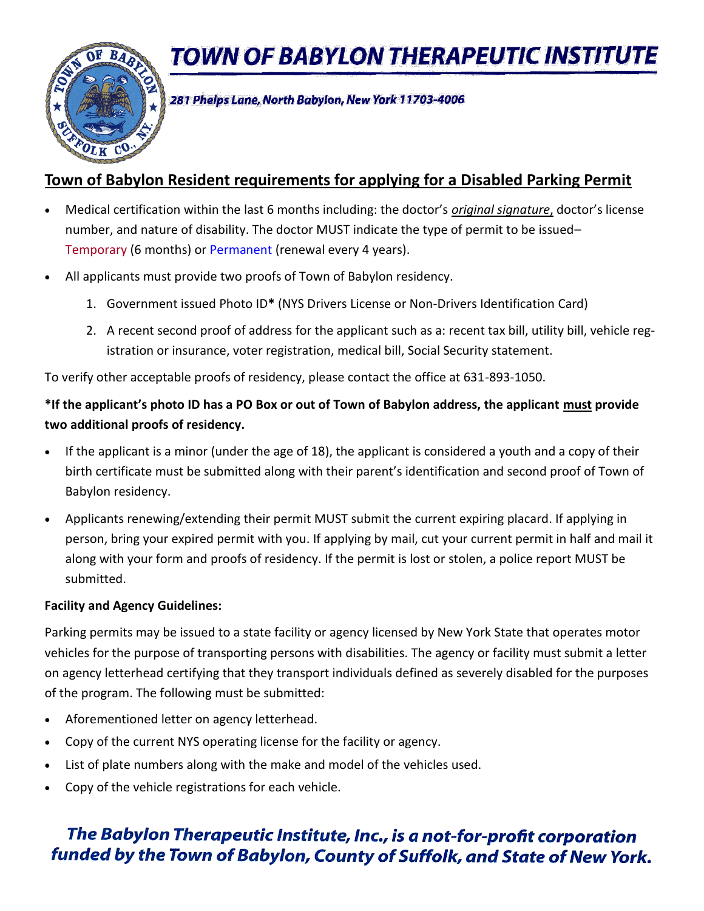# TOWN OF BABYLON THERAPEUTIC INSTITUTE

***281 Phelps Lane, North Babylon, New York 11703-4006***

## Town of Babylon Resident requirements for applying for a Disabled Parking Permit

- Medical certification within the last 6 months including: the doctor's ***original signature***, doctor's license number, and nature of disability. The doctor MUST indicate the type of permit to be issued– Temporary (6 months) or Permanent (renewal every 4 years).
- All applicants must provide two proofs of Town of Babylon residency.
  1. Government issued Photo ID**\*** (NYS Drivers License or Non-Drivers Identification Card)
  2. A recent second proof of address for the applicant such as a: recent tax bill, utility bill, vehicle registration or insurance, voter registration, medical bill, Social Security statement.

To verify other acceptable proofs of residency, please contact the office at 631-893-1050.

**\*If the applicant's photo ID has a PO Box or out of Town of Babylon address, the applicant must provide two additional proofs of residency.**

- If the applicant is a minor (under the age of 18), the applicant is considered a youth and a copy of their birth certificate must be submitted along with their parent's identification and second proof of Town of Babylon residency.
- Applicants renewing/extending their permit MUST submit the current expiring placard. If applying in person, bring your expired permit with you. If applying by mail, cut your current permit in half and mail it along with your form and proofs of residency. If the permit is lost or stolen, a police report MUST be submitted.

**Facility and Agency Guidelines:**

Parking permits may be issued to a state facility or agency licensed by New York State that operates motor vehicles for the purpose of transporting persons with disabilities. The agency or facility must submit a letter on agency letterhead certifying that they transport individuals defined as severely disabled for the purposes of the program. The following must be submitted:

- Aforementioned letter on agency letterhead.
- Copy of the current NYS operating license for the facility or agency.
- List of plate numbers along with the make and model of the vehicles used.
- Copy of the vehicle registrations for each vehicle.

***The Babylon Therapeutic Institute, Inc., is a not-for-profit corporation funded by the Town of Babylon, County of Suffolk, and State of New York.***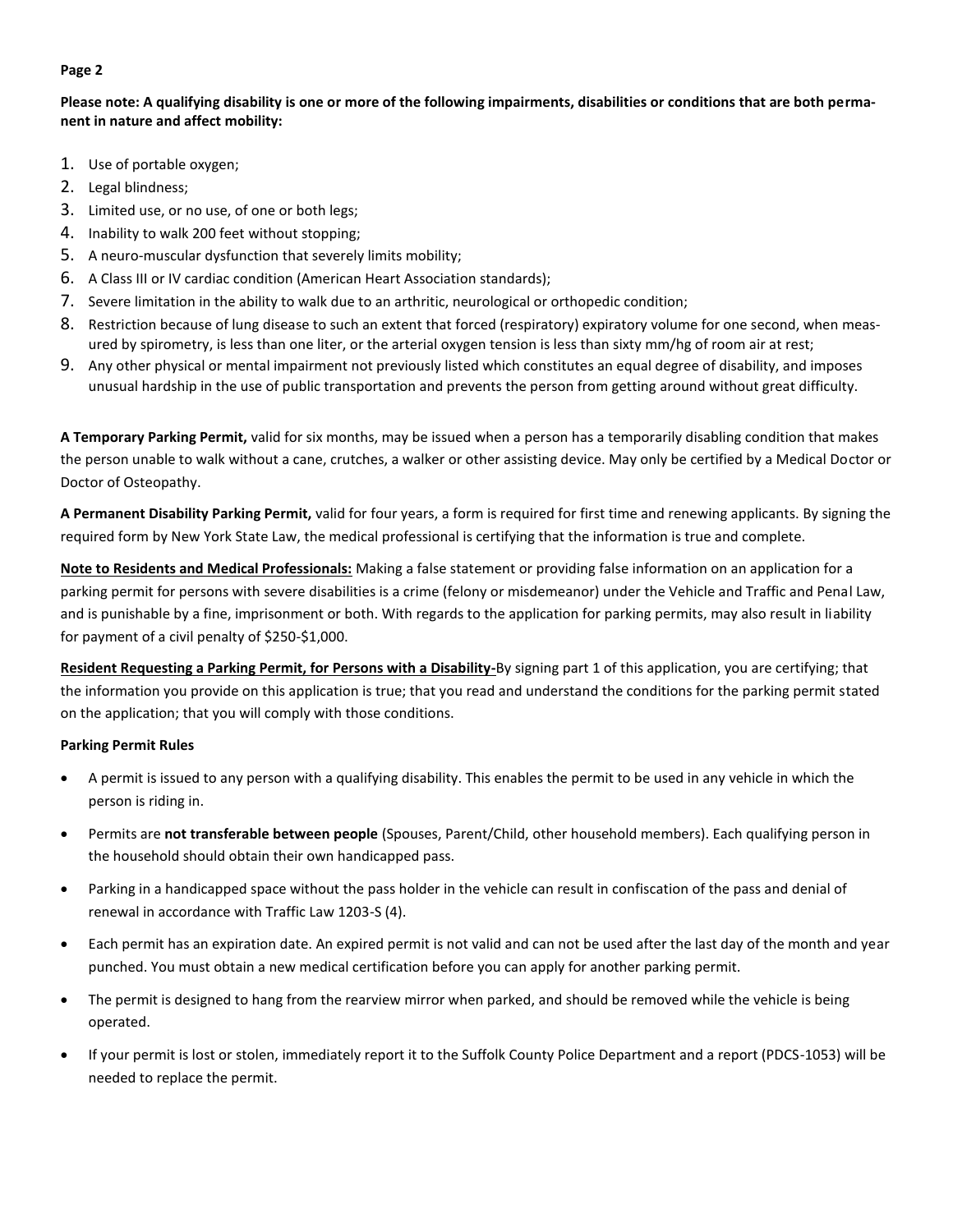**Please note: A qualifying disability is one or more of the following impairments, disabilities or conditions that are both permanent in nature and affect mobility:**

1. Use of portable oxygen;
2. Legal blindness;
3. Limited use, or no use, of one or both legs;
4. Inability to walk 200 feet without stopping;
5. A neuro-muscular dysfunction that severely limits mobility;
6. A Class III or IV cardiac condition (American Heart Association standards);
7. Severe limitation in the ability to walk due to an arthritic, neurological or orthopedic condition;
8. Restriction because of lung disease to such an extent that forced (respiratory) expiratory volume for one second, when measured by spirometry, is less than one liter, or the arterial oxygen tension is less than sixty mm/hg of room air at rest;
9. Any other physical or mental impairment not previously listed which constitutes an equal degree of disability, and imposes unusual hardship in the use of public transportation and prevents the person from getting around without great difficulty.

**A Temporary Parking Permit,** valid for six months, may be issued when a person has a temporarily disabling condition that makes the person unable to walk without a cane, crutches, a walker or other assisting device. May only be certified by a Medical Doctor or Doctor of Osteopathy.

**A Permanent Disability Parking Permit,** valid for four years, a form is required for first time and renewing applicants. By signing the required form by New York State Law, the medical professional is certifying that the information is true and complete.

**<u>Note to Residents and Medical Professionals:</u>** Making a false statement or providing false information on an application for a parking permit for persons with severe disabilities is a crime (felony or misdemeanor) under the Vehicle and Traffic and Penal Law, and is punishable by a fine, imprisonment or both. With regards to the application for parking permits, may also result in liability for payment of a civil penalty of $250-$1,000.

**<u>Resident Requesting a Parking Permit, for Persons with a Disability-</u>**By signing part 1 of this application, you are certifying; that the information you provide on this application is true; that you read and understand the conditions for the parking permit stated on the application; that you will comply with those conditions.

**Parking Permit Rules**

- A permit is issued to any person with a qualifying disability. This enables the permit to be used in any vehicle in which the person is riding in.
- Permits are **not transferable between people** (Spouses, Parent/Child, other household members). Each qualifying person in the household should obtain their own handicapped pass.
- Parking in a handicapped space without the pass holder in the vehicle can result in confiscation of the pass and denial of renewal in accordance with Traffic Law 1203-S (4).
- Each permit has an expiration date. An expired permit is not valid and can not be used after the last day of the month and year punched. You must obtain a new medical certification before you can apply for another parking permit.
- The permit is designed to hang from the rearview mirror when parked, and should be removed while the vehicle is being operated.
- If your permit is lost or stolen, immediately report it to the Suffolk County Police Department and a report (PDCS-1053) will be needed to replace the permit.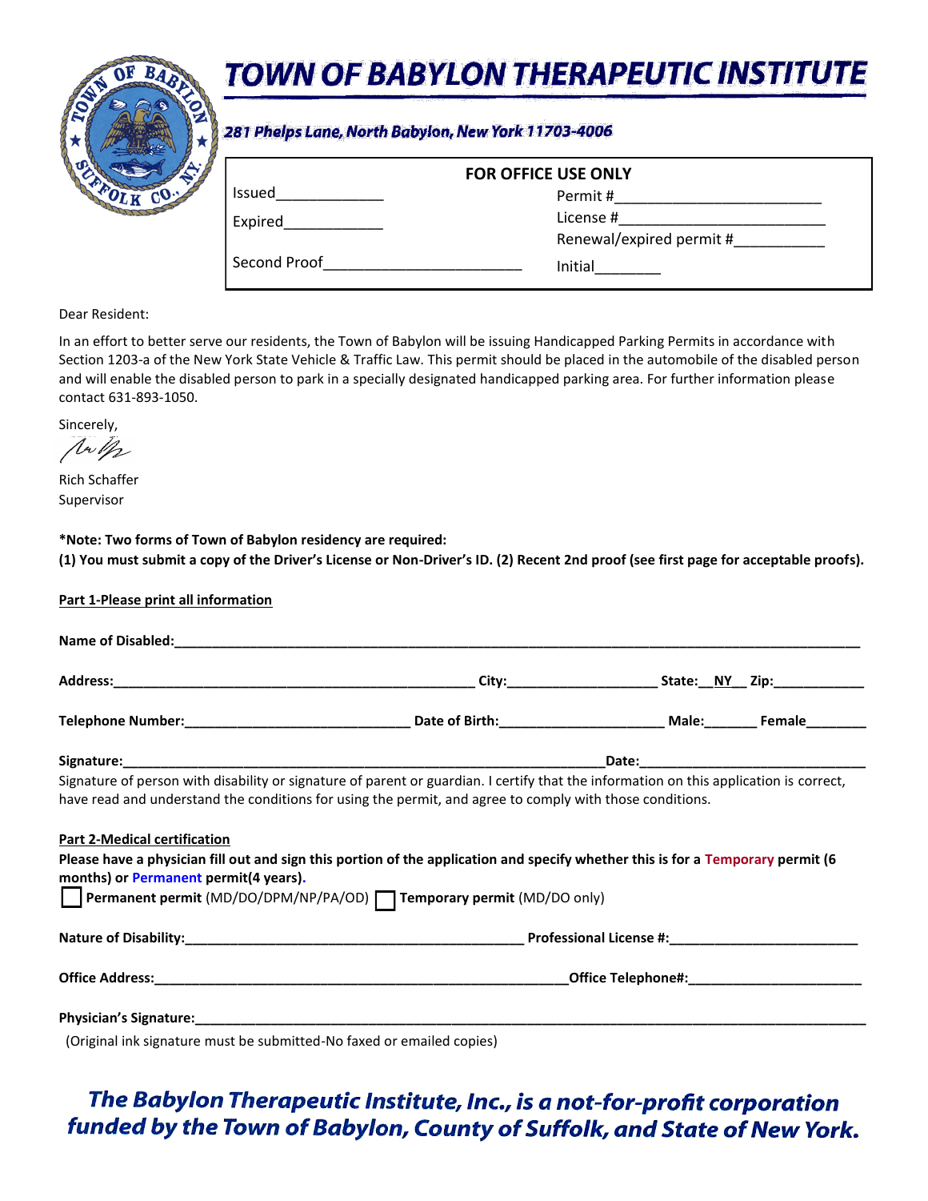# TOWN OF BABYLON THERAPEUTIC INSTITUTE

***281 Phelps Lane, North Babylon, New York 11703-4006***

| FOR OFFICE USE ONLY | |
|---|---|
| Issued_____________ | Permit #________________________ |
| Expired____________ | License #________________________ |
| | Renewal/expired permit #___________ |
| Second Proof________________________ | Initial________ |

Dear Resident:

In an effort to better serve our residents, the Town of Babylon will be issuing Handicapped Parking Permits in accordance with Section 1203-a of the New York State Vehicle & Traffic Law. This permit should be placed in the automobile of the disabled person and will enable the disabled person to park in a specially designated handicapped parking area. For further information please contact 631-893-1050.

Sincerely,

Rich Schaffer
Supervisor

**\*Note: Two forms of Town of Babylon residency are required:**
**(1) You must submit a copy of the Driver's License or Non-Driver's ID. (2) Recent 2nd proof (see first page for acceptable proofs).**

**Part 1-Please print all information**

**Name of Disabled:**___________________________________________________________

**Address:**_________________________________ **City:**_______________ **State:**__NY__ **Zip:**___________

**Telephone Number:**______________________ **Date of Birth:**_________________ **Male:**_______ **Female**_______

**Signature:**___________________________________________________ **Date:**_______________________

Signature of person with disability or signature of parent or guardian. I certify that the information on this application is correct, have read and understand the conditions for using the permit, and agree to comply with those conditions.

**Part 2-Medical certification**

**Please have a physician fill out and sign this portion of the application and specify whether this is for a Temporary permit (6 months) or Permanent permit(4 years).**

☐ **Permanent permit** (MD/DO/DPM/NP/PA/OD) ☐ **Temporary permit** (MD/DO only)

**Nature of Disability:**_________________________________ **Professional License #:**___________________

**Office Address:**_____________________________________ **Office Telephone#:**_____________________

**Physician's Signature:**_________________________________________________________________

(Original ink signature must be submitted-No faxed or emailed copies)

***The Babylon Therapeutic Institute, Inc., is a not-for-profit corporation funded by the Town of Babylon, County of Suffolk, and State of New York.***